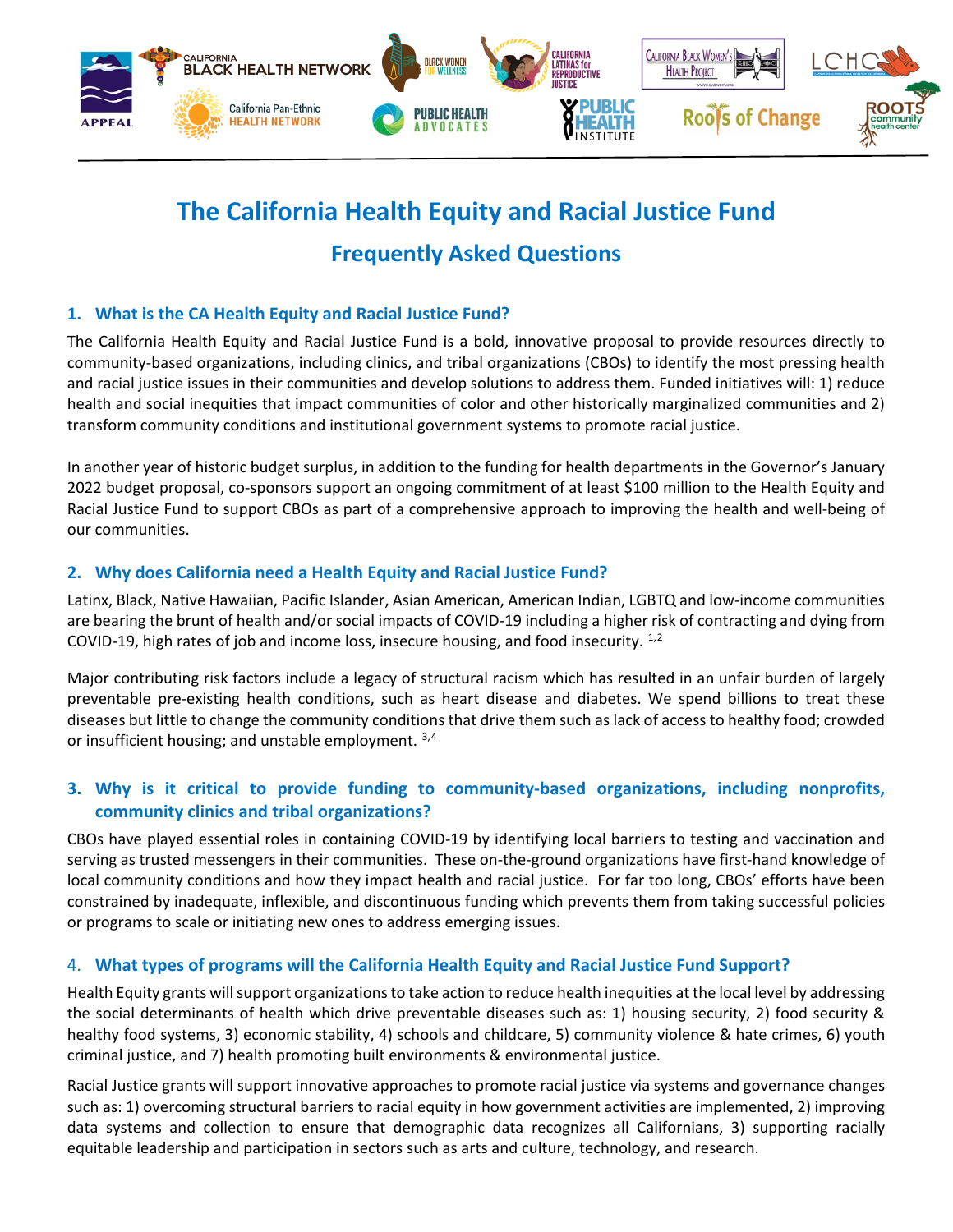# The California Health Equity and Racial Justice Fund

## Frequently Asked Questions

### 1. What is the CA Health Equity and Racial Justice Fund?

The California Health Equity and Racial Justice Fund is a bold, innovative proposal to provide resources directly to community-based organizations, including clinics, and tribal organizations (CBOs) to identify the most pressing health and racial justice issues in their communities and develop solutions to address them. Funded initiatives will: 1) reduce health and social inequities that impact communities of color and other historically marginalized communities and 2) transform community conditions and institutional government systems to promote racial justice.

In another year of historic budget surplus, in addition to the funding for health departments in the Governor's January 2022 budget proposal, co-sponsors support an ongoing commitment of at least $100 million to the Health Equity and Racial Justice Fund to support CBOs as part of a comprehensive approach to improving the health and well-being of our communities.

### 2. Why does California need a Health Equity and Racial Justice Fund?

Latinx, Black, Native Hawaiian, Pacific Islander, Asian American, American Indian, LGBTQ and low-income communities are bearing the brunt of health and/or social impacts of COVID-19 including a higher risk of contracting and dying from COVID-19, high rates of job and income loss, insecure housing, and food insecurity. [1,2]

Major contributing risk factors include a legacy of structural racism which has resulted in an unfair burden of largely preventable pre-existing health conditions, such as heart disease and diabetes. We spend billions to treat these diseases but little to change the community conditions that drive them such as lack of access to healthy food; crowded or insufficient housing; and unstable employment. [3,4]

### 3. Why is it critical to provide funding to community-based organizations, including nonprofits, community clinics and tribal organizations?

CBOs have played essential roles in containing COVID-19 by identifying local barriers to testing and vaccination and serving as trusted messengers in their communities. These on-the-ground organizations have first-hand knowledge of local community conditions and how they impact health and racial justice. For far too long, CBOs' efforts have been constrained by inadequate, inflexible, and discontinuous funding which prevents them from taking successful policies or programs to scale or initiating new ones to address emerging issues.

### 4. What types of programs will the California Health Equity and Racial Justice Fund Support?

Health Equity grants will support organizations to take action to reduce health inequities at the local level by addressing the social determinants of health which drive preventable diseases such as: 1) housing security, 2) food security & healthy food systems, 3) economic stability, 4) schools and childcare, 5) community violence & hate crimes, 6) youth criminal justice, and 7) health promoting built environments & environmental justice.

Racial Justice grants will support innovative approaches to promote racial justice via systems and governance changes such as: 1) overcoming structural barriers to racial equity in how government activities are implemented, 2) improving data systems and collection to ensure that demographic data recognizes all Californians, 3) supporting racially equitable leadership and participation in sectors such as arts and culture, technology, and research.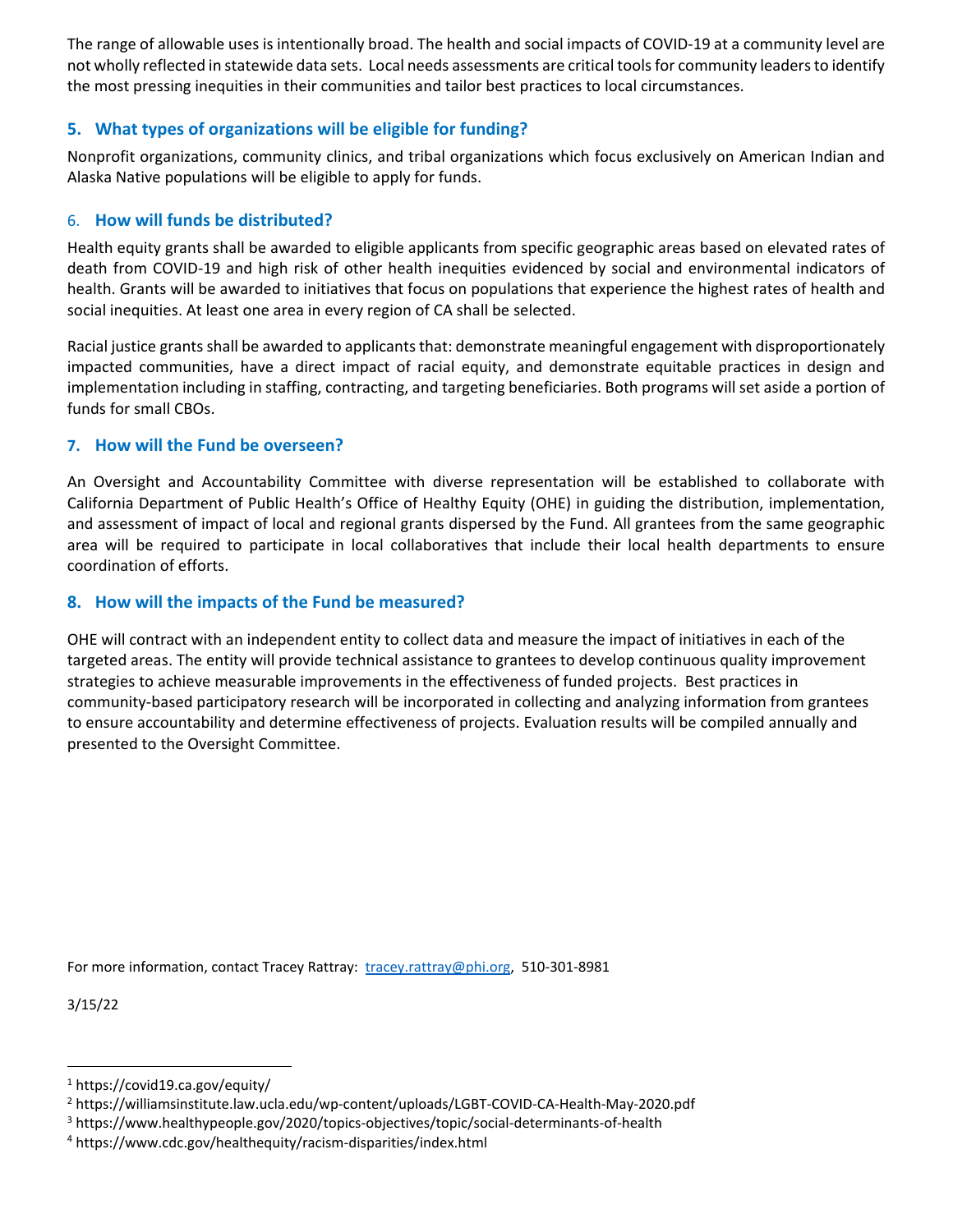The range of allowable uses is intentionally broad. The health and social impacts of COVID-19 at a community level are not wholly reflected in statewide data sets. Local needs assessments are critical tools for community leaders to identify the most pressing inequities in their communities and tailor best practices to local circumstances.

### 5. What types of organizations will be eligible for funding?

Nonprofit organizations, community clinics, and tribal organizations which focus exclusively on American Indian and Alaska Native populations will be eligible to apply for funds.

### 6. How will funds be distributed?

Health equity grants shall be awarded to eligible applicants from specific geographic areas based on elevated rates of death from COVID-19 and high risk of other health inequities evidenced by social and environmental indicators of health. Grants will be awarded to initiatives that focus on populations that experience the highest rates of health and social inequities. At least one area in every region of CA shall be selected.

Racial justice grants shall be awarded to applicants that: demonstrate meaningful engagement with disproportionately impacted communities, have a direct impact of racial equity, and demonstrate equitable practices in design and implementation including in staffing, contracting, and targeting beneficiaries. Both programs will set aside a portion of funds for small CBOs.

### 7. How will the Fund be overseen?

An Oversight and Accountability Committee with diverse representation will be established to collaborate with California Department of Public Health's Office of Healthy Equity (OHE) in guiding the distribution, implementation, and assessment of impact of local and regional grants dispersed by the Fund. All grantees from the same geographic area will be required to participate in local collaboratives that include their local health departments to ensure coordination of efforts.

### 8. How will the impacts of the Fund be measured?

OHE will contract with an independent entity to collect data and measure the impact of initiatives in each of the targeted areas. The entity will provide technical assistance to grantees to develop continuous quality improvement strategies to achieve measurable improvements in the effectiveness of funded projects. Best practices in community-based participatory research will be incorporated in collecting and analyzing information from grantees to ensure accountability and determine effectiveness of projects. Evaluation results will be compiled annually and presented to the Oversight Committee.

For more information, contact Tracey Rattray: tracey.rattray@phi.org, 510-301-8981

3/15/22

---

[1] https://covid19.ca.gov/equity/

[2] https://williamsinstitute.law.ucla.edu/wp-content/uploads/LGBT-COVID-CA-Health-May-2020.pdf

[3] https://www.healthypeople.gov/2020/topics-objectives/topic/social-determinants-of-health

[4] https://www.cdc.gov/healthequity/racism-disparities/index.html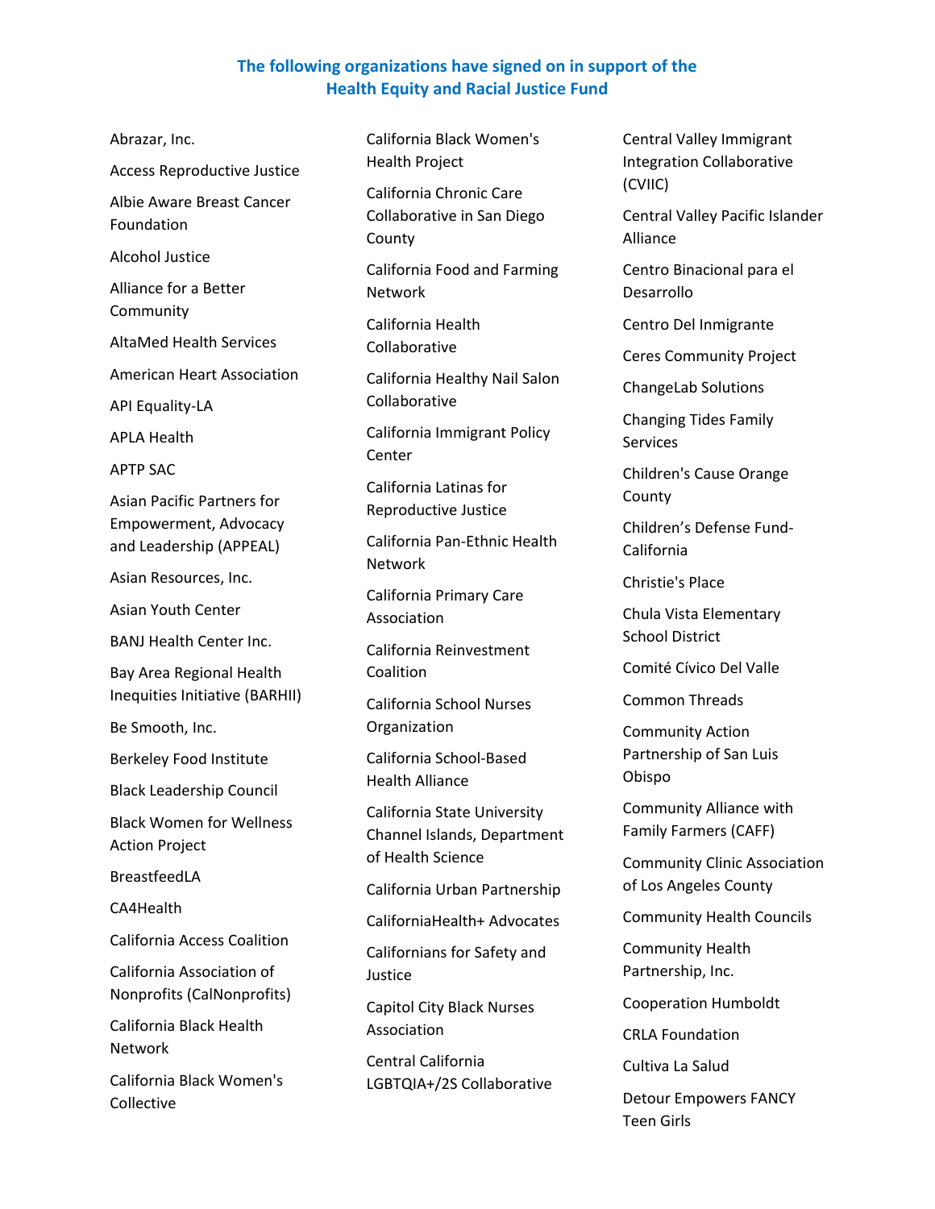## The following organizations have signed on in support of the Health Equity and Racial Justice Fund

- Abrazar, Inc.
- Access Reproductive Justice
- Albie Aware Breast Cancer Foundation
- Alcohol Justice
- Alliance for a Better Community
- AltaMed Health Services
- American Heart Association
- API Equality-LA
- APLA Health
- APTP SAC
- Asian Pacific Partners for Empowerment, Advocacy and Leadership (APPEAL)
- Asian Resources, Inc.
- Asian Youth Center
- BANJ Health Center Inc.
- Bay Area Regional Health Inequities Initiative (BARHII)
- Be Smooth, Inc.
- Berkeley Food Institute
- Black Leadership Council
- Black Women for Wellness Action Project
- BreastfeedLA
- CA4Health
- California Access Coalition
- California Association of Nonprofits (CalNonprofits)
- California Black Health Network
- California Black Women's Collective
- California Black Women's Health Project
- California Chronic Care Collaborative in San Diego County
- California Food and Farming Network
- California Health Collaborative
- California Healthy Nail Salon Collaborative
- California Immigrant Policy Center
- California Latinas for Reproductive Justice
- California Pan-Ethnic Health Network
- California Primary Care Association
- California Reinvestment Coalition
- California School Nurses Organization
- California School-Based Health Alliance
- California State University Channel Islands, Department of Health Science
- California Urban Partnership
- CaliforniaHealth+ Advocates
- Californians for Safety and Justice
- Capitol City Black Nurses Association
- Central California LGBTQIA+/2S Collaborative
- Central Valley Immigrant Integration Collaborative (CVIIC)
- Central Valley Pacific Islander Alliance
- Centro Binacional para el Desarrollo
- Centro Del Inmigrante
- Ceres Community Project
- ChangeLab Solutions
- Changing Tides Family Services
- Children's Cause Orange County
- Children's Defense Fund-California
- Christie's Place
- Chula Vista Elementary School District
- Comité Cívico Del Valle
- Common Threads
- Community Action Partnership of San Luis Obispo
- Community Alliance with Family Farmers (CAFF)
- Community Clinic Association of Los Angeles County
- Community Health Councils
- Community Health Partnership, Inc.
- Cooperation Humboldt
- CRLA Foundation
- Cultiva La Salud
- Detour Empowers FANCY Teen Girls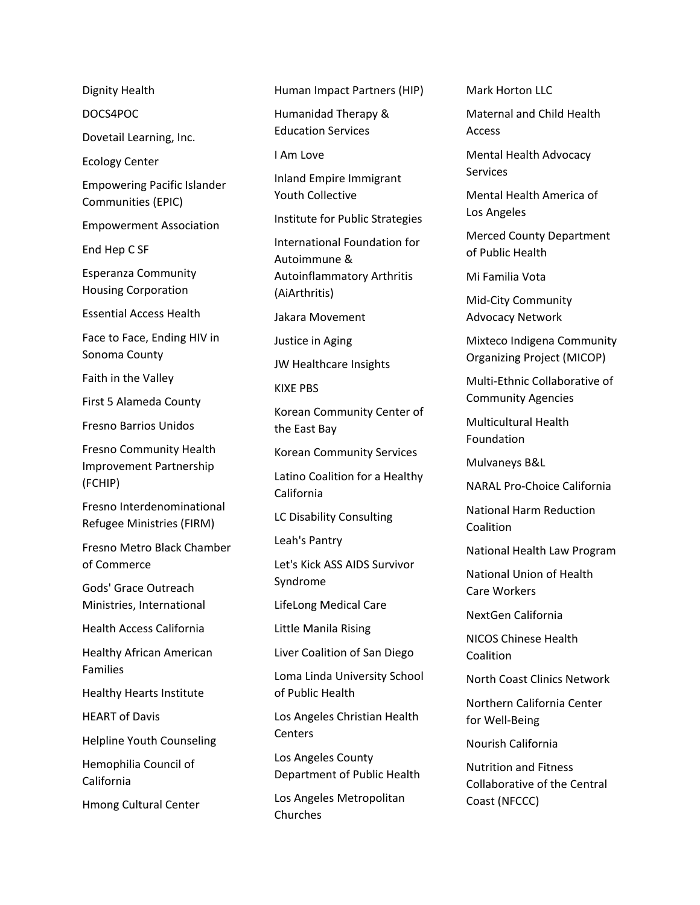Dignity Health

DOCS4POC

Dovetail Learning, Inc.

Ecology Center

Empowering Pacific Islander Communities (EPIC)

Empowerment Association

End Hep C SF

Esperanza Community Housing Corporation

Essential Access Health

Face to Face, Ending HIV in Sonoma County

Faith in the Valley

First 5 Alameda County

Fresno Barrios Unidos

Fresno Community Health Improvement Partnership (FCHIP)

Fresno Interdenominational Refugee Ministries (FIRM)

Fresno Metro Black Chamber of Commerce

Gods' Grace Outreach Ministries, International

Health Access California

Healthy African American Families

Healthy Hearts Institute

HEART of Davis

Helpline Youth Counseling

Hemophilia Council of California

Hmong Cultural Center

Human Impact Partners (HIP)

Humanidad Therapy & Education Services

I Am Love

Inland Empire Immigrant Youth Collective

Institute for Public Strategies

International Foundation for Autoimmune & Autoinflammatory Arthritis (AiArthritis)

Jakara Movement

Justice in Aging

JW Healthcare Insights

KIXE PBS

Korean Community Center of the East Bay

Korean Community Services

Latino Coalition for a Healthy California

LC Disability Consulting

Leah's Pantry

Let's Kick ASS AIDS Survivor Syndrome

LifeLong Medical Care

Little Manila Rising

Liver Coalition of San Diego

Loma Linda University School of Public Health

Los Angeles Christian Health Centers

Los Angeles County Department of Public Health

Los Angeles Metropolitan Churches

Mark Horton LLC

Maternal and Child Health Access

Mental Health Advocacy Services

Mental Health America of Los Angeles

Merced County Department of Public Health

Mi Familia Vota

Mid-City Community Advocacy Network

Mixteco Indigena Community Organizing Project (MICOP)

Multi-Ethnic Collaborative of Community Agencies

Multicultural Health Foundation

Mulvaneys B&L

NARAL Pro-Choice California

National Harm Reduction Coalition

National Health Law Program

National Union of Health Care Workers

NextGen California

NICOS Chinese Health Coalition

North Coast Clinics Network

Northern California Center for Well-Being

Nourish California

Nutrition and Fitness Collaborative of the Central Coast (NFCCC)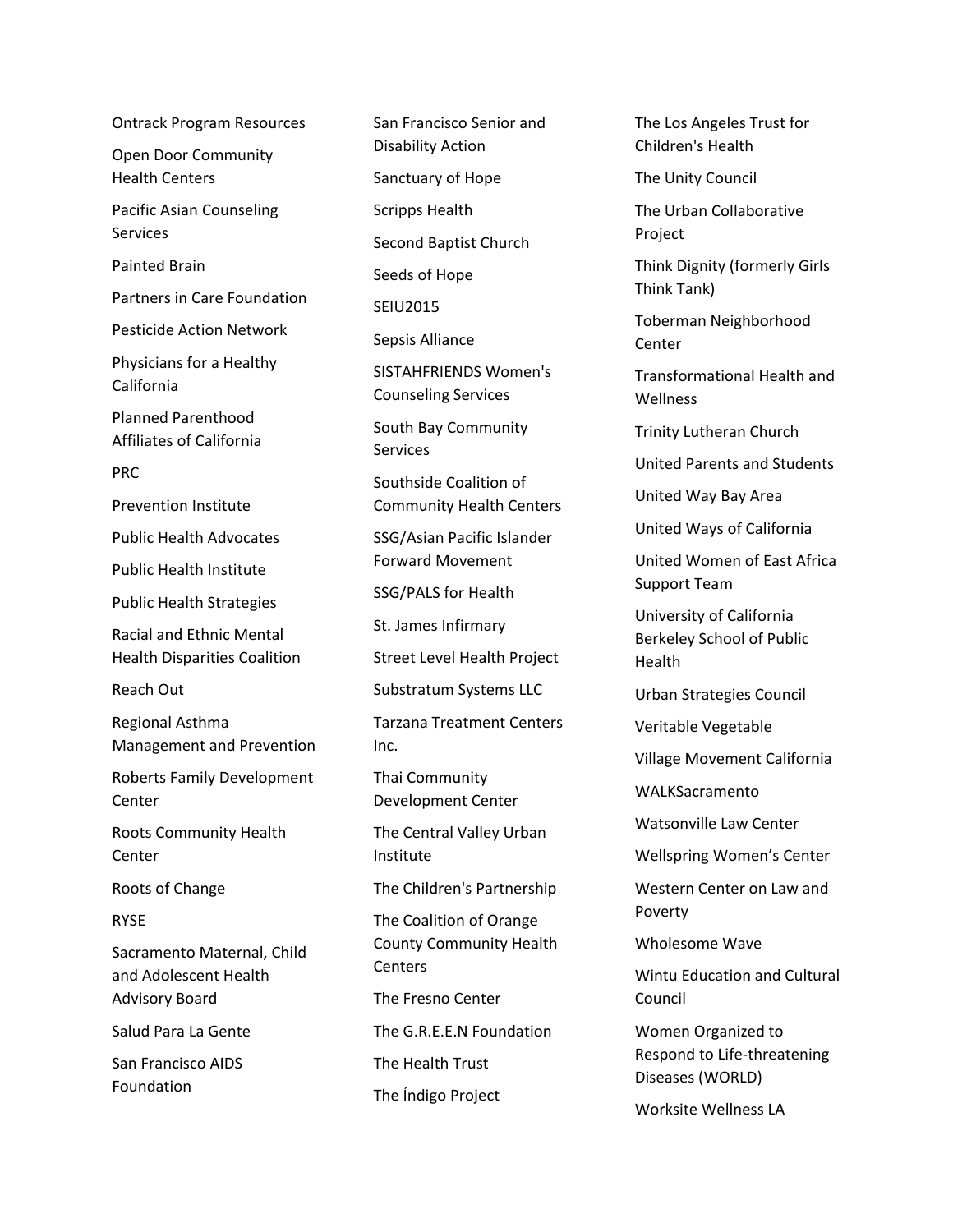Ontrack Program Resources

Open Door Community Health Centers

Pacific Asian Counseling Services

Painted Brain

Partners in Care Foundation

Pesticide Action Network

Physicians for a Healthy California

Planned Parenthood Affiliates of California

PRC

Prevention Institute

Public Health Advocates

Public Health Institute

Public Health Strategies

Racial and Ethnic Mental Health Disparities Coalition

Reach Out

Regional Asthma Management and Prevention

Roberts Family Development Center

Roots Community Health Center

Roots of Change

RYSE

Sacramento Maternal, Child and Adolescent Health Advisory Board

Salud Para La Gente

San Francisco AIDS Foundation

San Francisco Senior and Disability Action

Sanctuary of Hope

Scripps Health

Second Baptist Church

Seeds of Hope

SEIU2015

Sepsis Alliance

SISTAHFRIENDS Women's Counseling Services

South Bay Community Services

Southside Coalition of Community Health Centers

SSG/Asian Pacific Islander Forward Movement

SSG/PALS for Health

St. James Infirmary

Street Level Health Project

Substratum Systems LLC

Tarzana Treatment Centers Inc.

Thai Community Development Center

The Central Valley Urban Institute

The Children's Partnership

The Coalition of Orange County Community Health Centers

The Fresno Center

The G.R.E.E.N Foundation

The Health Trust

The Índigo Project

The Los Angeles Trust for Children's Health

The Unity Council

The Urban Collaborative Project

Think Dignity (formerly Girls Think Tank)

Toberman Neighborhood Center

Transformational Health and Wellness

Trinity Lutheran Church

United Parents and Students

United Way Bay Area

United Ways of California

United Women of East Africa Support Team

University of California Berkeley School of Public Health

Urban Strategies Council

Veritable Vegetable

Village Movement California

WALKSacramento

Watsonville Law Center

Wellspring Women's Center

Western Center on Law and Poverty

Wholesome Wave

Wintu Education and Cultural Council

Women Organized to Respond to Life-threatening Diseases (WORLD)

Worksite Wellness LA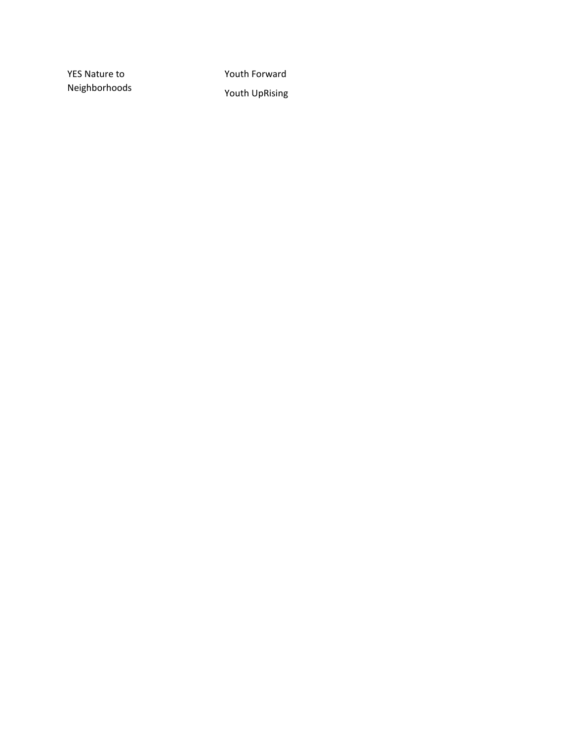YES Nature to Neighborhoods

Youth Forward

Youth UpRising